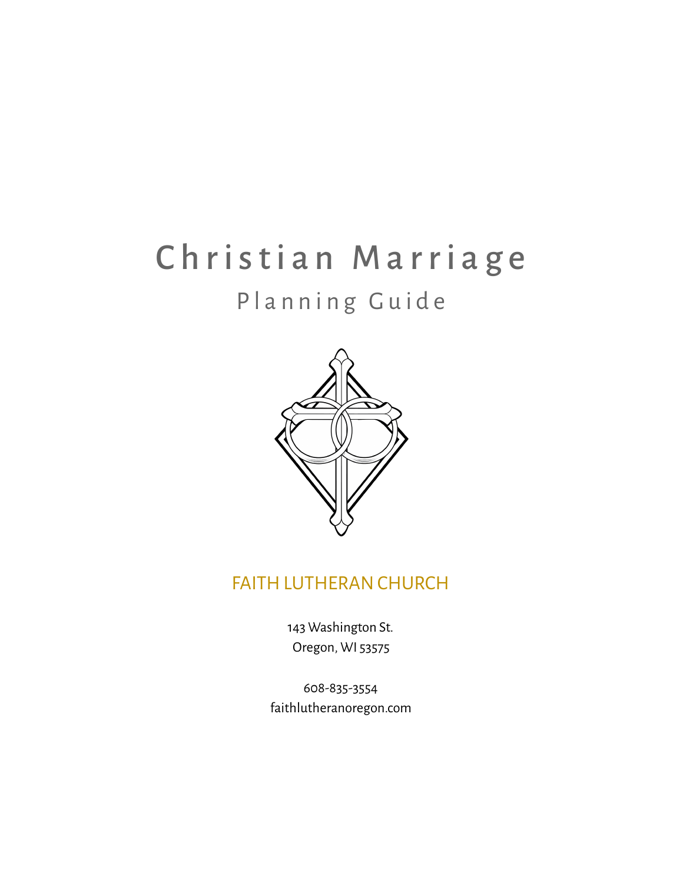# Christian Marriage

## Planning Guide

FAITH LUTHERAN CHURCH

143 Washington St.
Oregon, WI 53575

608-835-3554
faithlutheranoregon.com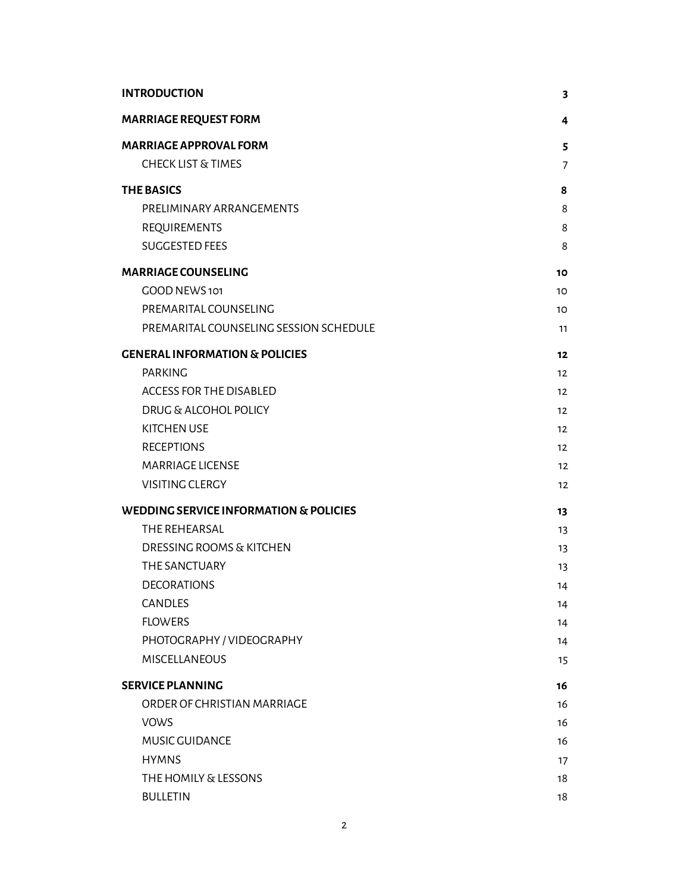| | |
|---|---|
| **INTRODUCTION** | **3** |
| **MARRIAGE REQUEST FORM** | **4** |
| **MARRIAGE APPROVAL FORM** | **5** |
| CHECK LIST & TIMES | 7 |
| **THE BASICS** | **8** |
| PRELIMINARY ARRANGEMENTS | 8 |
| REQUIREMENTS | 8 |
| SUGGESTED FEES | 8 |
| **MARRIAGE COUNSELING** | **10** |
| GOOD NEWS 101 | 10 |
| PREMARITAL COUNSELING | 10 |
| PREMARITAL COUNSELING SESSION SCHEDULE | 11 |
| **GENERAL INFORMATION & POLICIES** | **12** |
| PARKING | 12 |
| ACCESS FOR THE DISABLED | 12 |
| DRUG & ALCOHOL POLICY | 12 |
| KITCHEN USE | 12 |
| RECEPTIONS | 12 |
| MARRIAGE LICENSE | 12 |
| VISITING CLERGY | 12 |
| **WEDDING SERVICE INFORMATION & POLICIES** | **13** |
| THE REHEARSAL | 13 |
| DRESSING ROOMS & KITCHEN | 13 |
| THE SANCTUARY | 13 |
| DECORATIONS | 14 |
| CANDLES | 14 |
| FLOWERS | 14 |
| PHOTOGRAPHY / VIDEOGRAPHY | 14 |
| MISCELLANEOUS | 15 |
| **SERVICE PLANNING** | **16** |
| ORDER OF CHRISTIAN MARRIAGE | 16 |
| VOWS | 16 |
| MUSIC GUIDANCE | 16 |
| HYMNS | 17 |
| THE HOMILY & LESSONS | 18 |
| BULLETIN | 18 |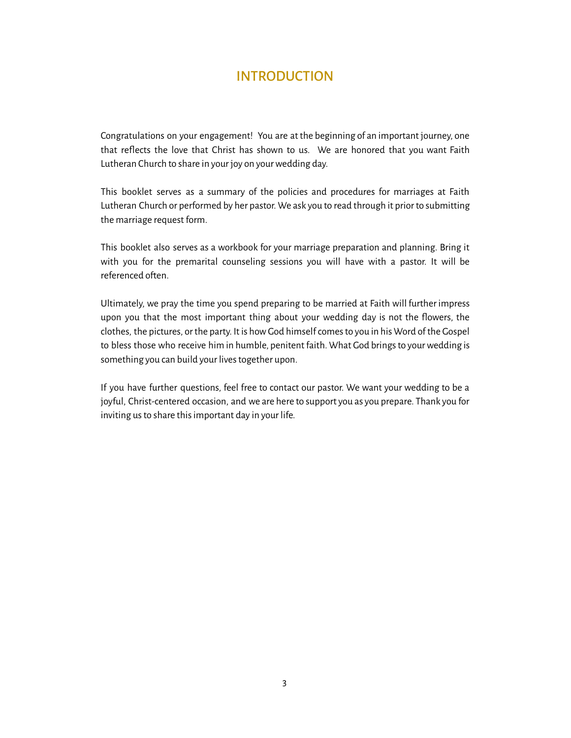# INTRODUCTION

Congratulations on your engagement! You are at the beginning of an important journey, one that reflects the love that Christ has shown to us. We are honored that you want Faith Lutheran Church to share in your joy on your wedding day.

This booklet serves as a summary of the policies and procedures for marriages at Faith Lutheran Church or performed by her pastor. We ask you to read through it prior to submitting the marriage request form.

This booklet also serves as a workbook for your marriage preparation and planning. Bring it with you for the premarital counseling sessions you will have with a pastor. It will be referenced often.

Ultimately, we pray the time you spend preparing to be married at Faith will further impress upon you that the most important thing about your wedding day is not the flowers, the clothes, the pictures, or the party. It is how God himself comes to you in his Word of the Gospel to bless those who receive him in humble, penitent faith. What God brings to your wedding is something you can build your lives together upon.

If you have further questions, feel free to contact our pastor. We want your wedding to be a joyful, Christ-centered occasion, and we are here to support you as you prepare. Thank you for inviting us to share this important day in your life.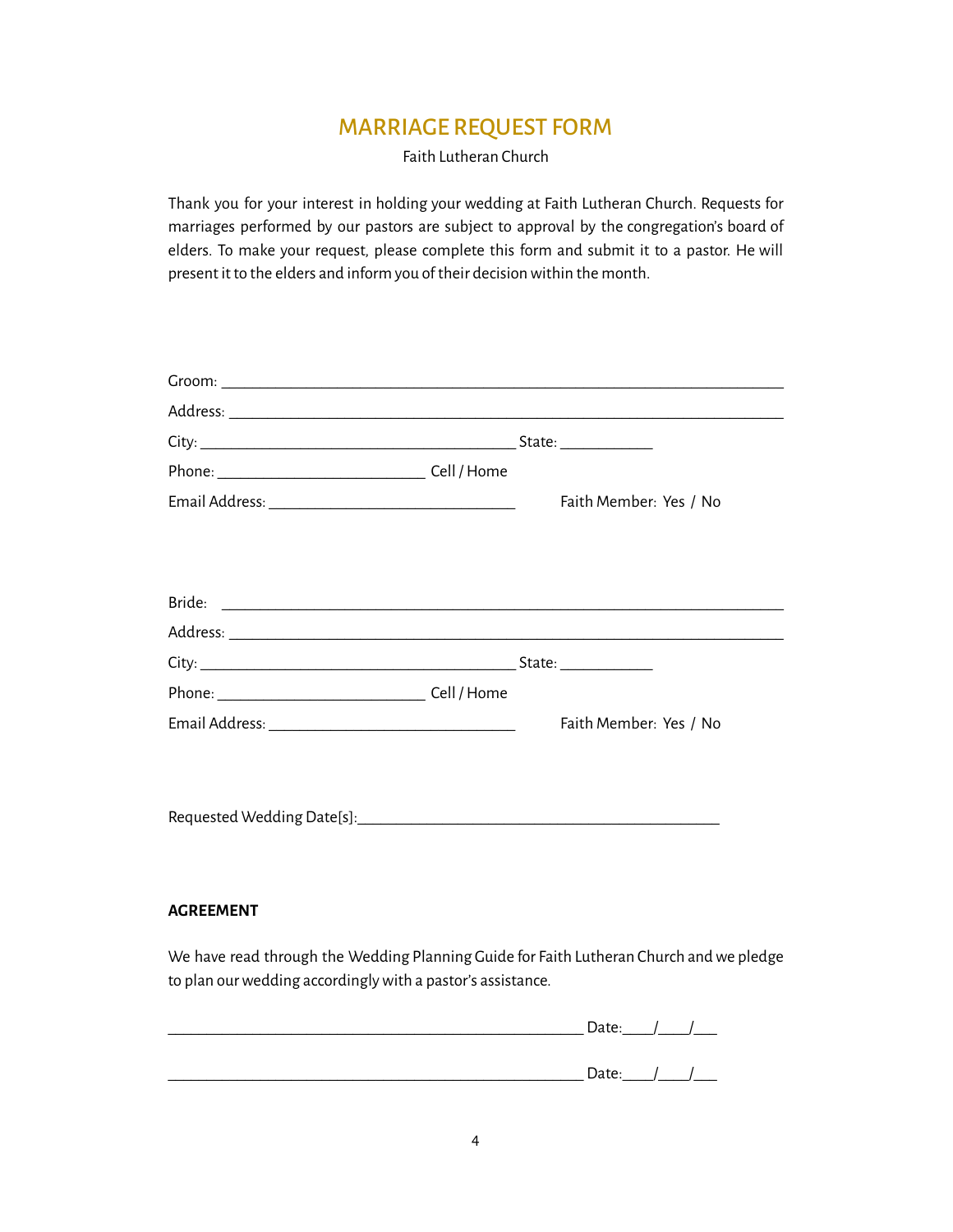# MARRIAGE REQUEST FORM

Faith Lutheran Church

Thank you for your interest in holding your wedding at Faith Lutheran Church. Requests for marriages performed by our pastors are subject to approval by the congregation's board of elders. To make your request, please complete this form and submit it to a pastor. He will present it to the elders and inform you of their decision within the month.

Groom: ____________________________________________________________________

Address: ___________________________________________________________________

City: ______________________________________ State: ___________

Phone: _________________________ Cell / Home

Email Address: ______________________________ Faith Member: Yes / No

Bride: ____________________________________________________________________

Address: ___________________________________________________________________

City: ______________________________________ State: ___________

Phone: _________________________ Cell / Home

Email Address: ______________________________ Faith Member: Yes / No

Requested Wedding Date[s]:____________________________________________

**AGREEMENT**

We have read through the Wedding Planning Guide for Faith Lutheran Church and we pledge to plan our wedding accordingly with a pastor's assistance.

__________________________________________________ Date:____/____/___

__________________________________________________ Date:____/____/___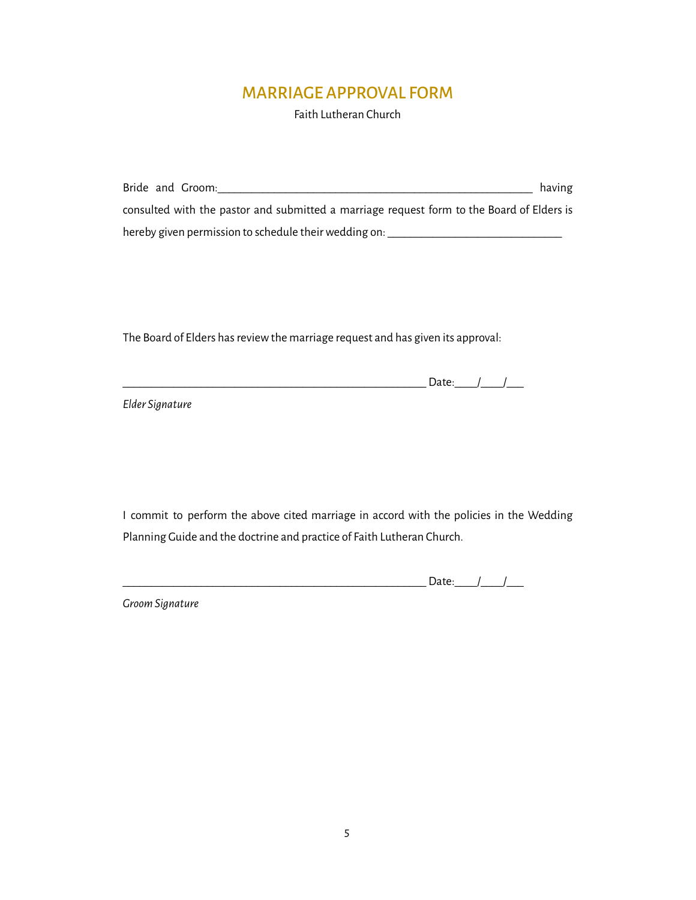# MARRIAGE APPROVAL FORM

Faith Lutheran Church

Bride and Groom:_______________________________________________________ having consulted with the pastor and submitted a marriage request form to the Board of Elders is hereby given permission to schedule their wedding on: ______________________________

The Board of Elders has review the marriage request and has given its approval:

_____________________________________________________ Date:____/____/___

*Elder Signature*

I commit to perform the above cited marriage in accord with the policies in the Wedding Planning Guide and the doctrine and practice of Faith Lutheran Church.

_____________________________________________________ Date:____/____/___

*Groom Signature*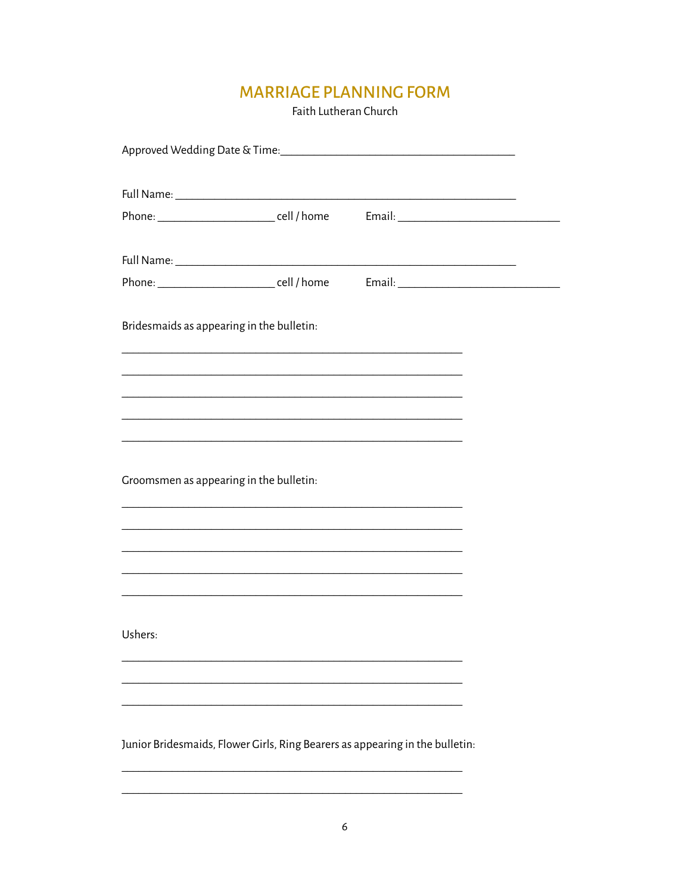# MARRIAGE PLANNING FORM

Faith Lutheran Church

Approved Wedding Date & Time:________________________________________

Full Name: __________________________________________________________

Phone: ____________________ cell / home Email: ____________________________

Full Name: __________________________________________________________

Phone: ____________________ cell / home Email: ____________________________

Bridesmaids as appearing in the bulletin:

__________________________________________________________

__________________________________________________________

__________________________________________________________

__________________________________________________________

__________________________________________________________

Groomsmen as appearing in the bulletin:

__________________________________________________________

__________________________________________________________

__________________________________________________________

__________________________________________________________

__________________________________________________________

Ushers:

__________________________________________________________

__________________________________________________________

__________________________________________________________

Junior Bridesmaids, Flower Girls, Ring Bearers as appearing in the bulletin:

__________________________________________________________

__________________________________________________________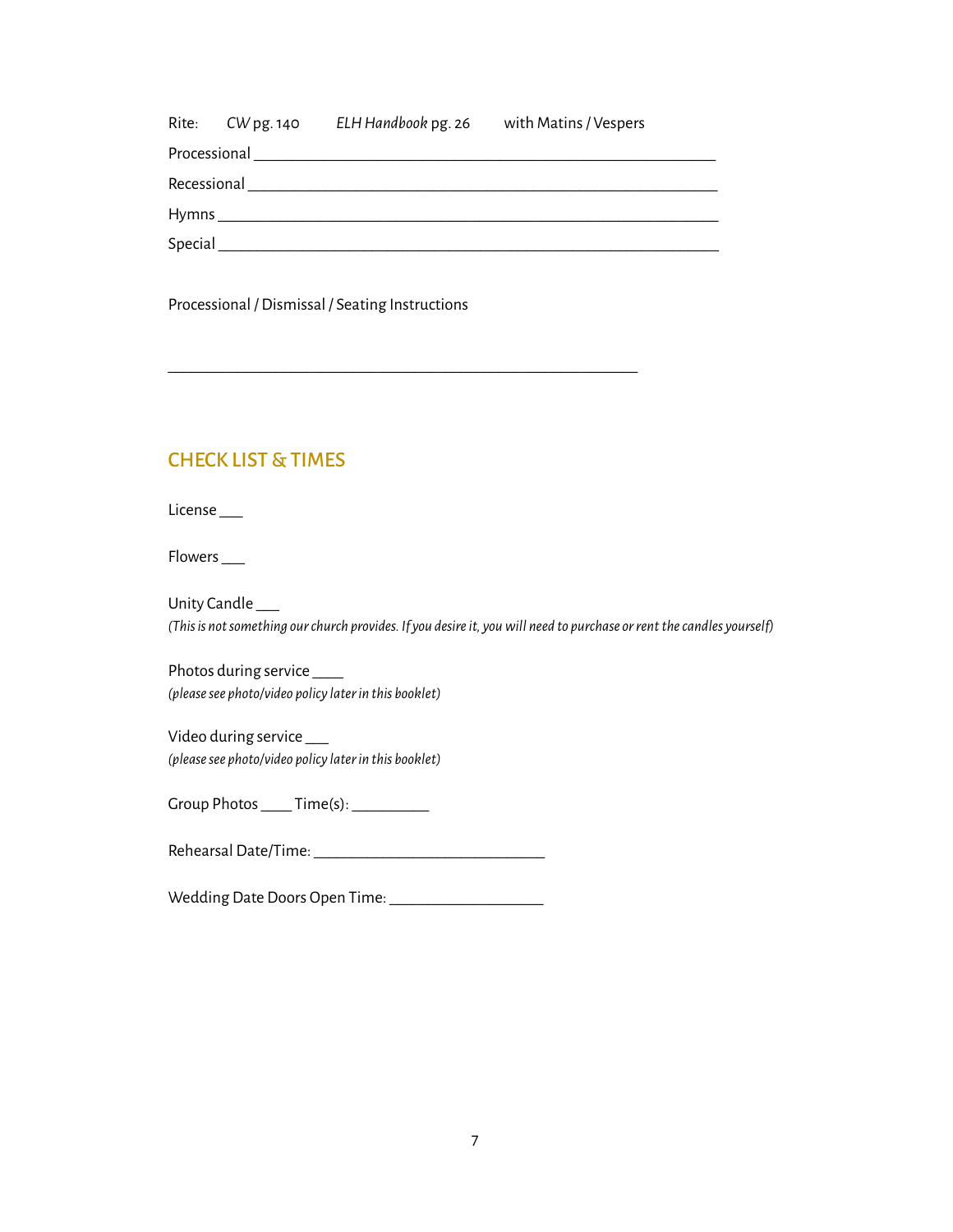Rite: *CW* pg. 140 *ELH Handbook* pg. 26 with Matins / Vespers

Processional ___________________________________________________________

Recessional ___________________________________________________________

Hymns ________________________________________________________________

Special ________________________________________________________________

Processional / Dismissal / Seating Instructions

___________________________________________________________

## CHECK LIST & TIMES

License ___

Flowers ___

Unity Candle ___
*(This is not something our church provides. If you desire it, you will need to purchase or rent the candles yourself)*

Photos during service ____
*(please see photo/video policy later in this booklet)*

Video during service ___
*(please see photo/video policy later in this booklet)*

Group Photos ____ Time(s): _________

Rehearsal Date/Time: ____________________________

Wedding Date Doors Open Time: ___________________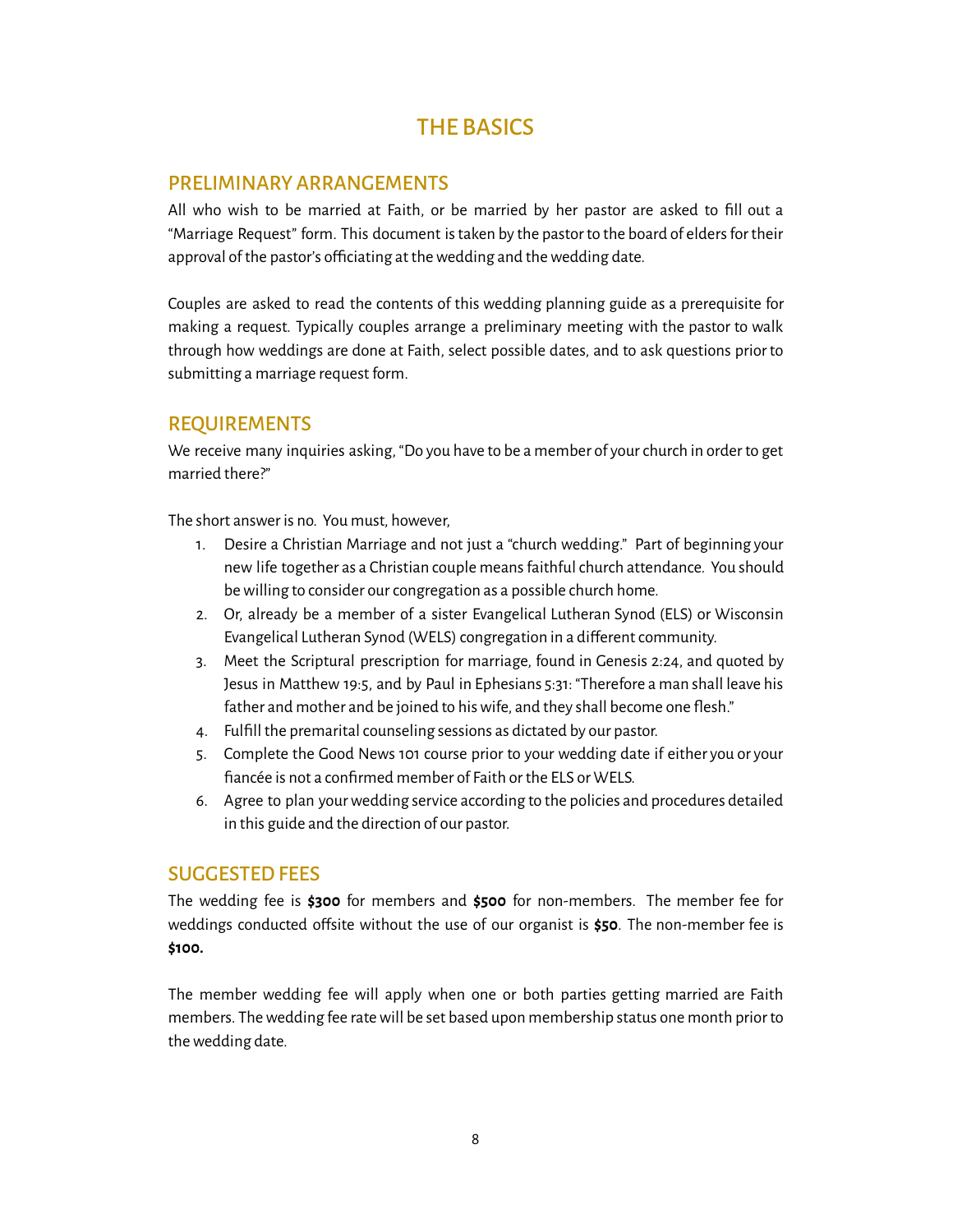# THE BASICS

## PRELIMINARY ARRANGEMENTS

All who wish to be married at Faith, or be married by her pastor are asked to fill out a "Marriage Request" form. This document is taken by the pastor to the board of elders for their approval of the pastor's officiating at the wedding and the wedding date.

Couples are asked to read the contents of this wedding planning guide as a prerequisite for making a request. Typically couples arrange a preliminary meeting with the pastor to walk through how weddings are done at Faith, select possible dates, and to ask questions prior to submitting a marriage request form.

## REQUIREMENTS

We receive many inquiries asking, "Do you have to be a member of your church in order to get married there?"

The short answer is no. You must, however,

1. Desire a Christian Marriage and not just a "church wedding." Part of beginning your new life together as a Christian couple means faithful church attendance. You should be willing to consider our congregation as a possible church home.
2. Or, already be a member of a sister Evangelical Lutheran Synod (ELS) or Wisconsin Evangelical Lutheran Synod (WELS) congregation in a different community.
3. Meet the Scriptural prescription for marriage, found in Genesis 2:24, and quoted by Jesus in Matthew 19:5, and by Paul in Ephesians 5:31: "Therefore a man shall leave his father and mother and be joined to his wife, and they shall become one flesh."
4. Fulfill the premarital counseling sessions as dictated by our pastor.
5. Complete the Good News 101 course prior to your wedding date if either you or your fiancée is not a confirmed member of Faith or the ELS or WELS.
6. Agree to plan your wedding service according to the policies and procedures detailed in this guide and the direction of our pastor.

## SUGGESTED FEES

The wedding fee is **$300** for members and **$500** for non-members. The member fee for weddings conducted offsite without the use of our organist is **$50**. The non-member fee is **$100.**

The member wedding fee will apply when one or both parties getting married are Faith members. The wedding fee rate will be set based upon membership status one month prior to the wedding date.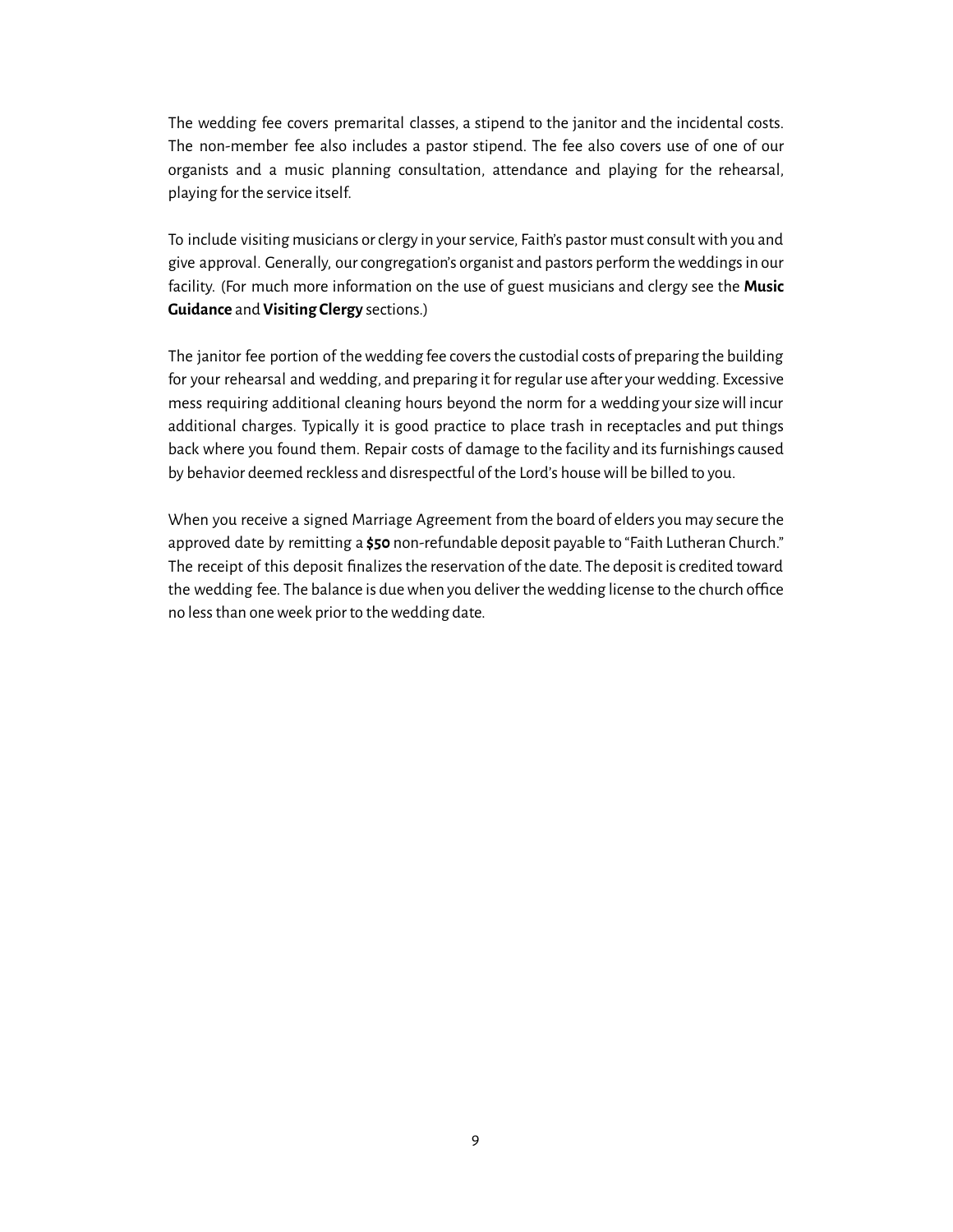The wedding fee covers premarital classes, a stipend to the janitor and the incidental costs. The non-member fee also includes a pastor stipend. The fee also covers use of one of our organists and a music planning consultation, attendance and playing for the rehearsal, playing for the service itself.

To include visiting musicians or clergy in your service, Faith's pastor must consult with you and give approval. Generally, our congregation's organist and pastors perform the weddings in our facility. (For much more information on the use of guest musicians and clergy see the **Music Guidance** and **Visiting Clergy** sections.)

The janitor fee portion of the wedding fee covers the custodial costs of preparing the building for your rehearsal and wedding, and preparing it for regular use after your wedding. Excessive mess requiring additional cleaning hours beyond the norm for a wedding your size will incur additional charges. Typically it is good practice to place trash in receptacles and put things back where you found them. Repair costs of damage to the facility and its furnishings caused by behavior deemed reckless and disrespectful of the Lord's house will be billed to you.

When you receive a signed Marriage Agreement from the board of elders you may secure the approved date by remitting a **$50** non-refundable deposit payable to "Faith Lutheran Church." The receipt of this deposit finalizes the reservation of the date. The deposit is credited toward the wedding fee. The balance is due when you deliver the wedding license to the church office no less than one week prior to the wedding date.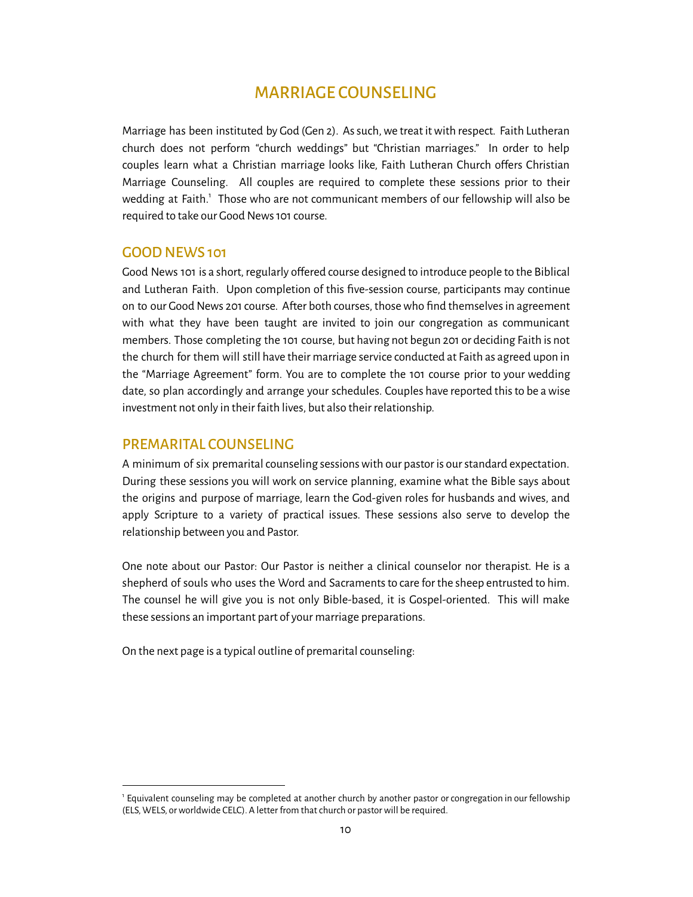# MARRIAGE COUNSELING

Marriage has been instituted by God (Gen 2). As such, we treat it with respect. Faith Lutheran church does not perform "church weddings" but "Christian marriages." In order to help couples learn what a Christian marriage looks like, Faith Lutheran Church offers Christian Marriage Counseling. All couples are required to complete these sessions prior to their wedding at Faith.[1] Those who are not communicant members of our fellowship will also be required to take our Good News 101 course.

## GOOD NEWS 101

Good News 101 is a short, regularly offered course designed to introduce people to the Biblical and Lutheran Faith. Upon completion of this five-session course, participants may continue on to our Good News 201 course. After both courses, those who find themselves in agreement with what they have been taught are invited to join our congregation as communicant members. Those completing the 101 course, but having not begun 201 or deciding Faith is not the church for them will still have their marriage service conducted at Faith as agreed upon in the "Marriage Agreement" form. You are to complete the 101 course prior to your wedding date, so plan accordingly and arrange your schedules. Couples have reported this to be a wise investment not only in their faith lives, but also their relationship.

## PREMARITAL COUNSELING

A minimum of six premarital counseling sessions with our pastor is our standard expectation. During these sessions you will work on service planning, examine what the Bible says about the origins and purpose of marriage, learn the God-given roles for husbands and wives, and apply Scripture to a variety of practical issues. These sessions also serve to develop the relationship between you and Pastor.

One note about our Pastor: Our Pastor is neither a clinical counselor nor therapist. He is a shepherd of souls who uses the Word and Sacraments to care for the sheep entrusted to him. The counsel he will give you is not only Bible-based, it is Gospel-oriented. This will make these sessions an important part of your marriage preparations.

On the next page is a typical outline of premarital counseling:

---

[1] Equivalent counseling may be completed at another church by another pastor or congregation in our fellowship (ELS, WELS, or worldwide CELC). A letter from that church or pastor will be required.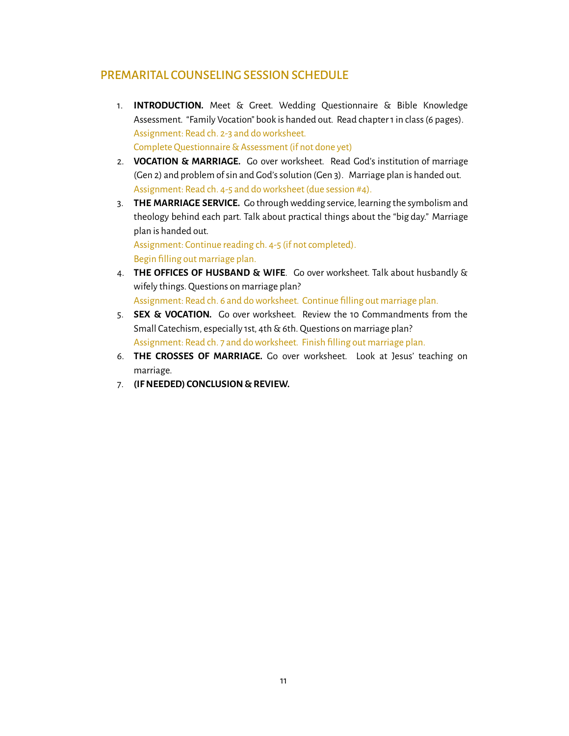## PREMARITAL COUNSELING SESSION SCHEDULE

1. **INTRODUCTION.** Meet & Greet. Wedding Questionnaire & Bible Knowledge Assessment. "Family Vocation" book is handed out. Read chapter 1 in class (6 pages).
   Assignment: Read ch. 2-3 and do worksheet.
   Complete Questionnaire & Assessment (if not done yet)
2. **VOCATION & MARRIAGE.** Go over worksheet. Read God's institution of marriage (Gen 2) and problem of sin and God's solution (Gen 3). Marriage plan is handed out.
   Assignment: Read ch. 4-5 and do worksheet (due session #4).
3. **THE MARRIAGE SERVICE.** Go through wedding service, learning the symbolism and theology behind each part. Talk about practical things about the "big day." Marriage plan is handed out.
   Assignment: Continue reading ch. 4-5 (if not completed).
   Begin filling out marriage plan.
4. **THE OFFICES OF HUSBAND & WIFE**. Go over worksheet. Talk about husbandly & wifely things. Questions on marriage plan?
   Assignment: Read ch. 6 and do worksheet. Continue filling out marriage plan.
5. **SEX & VOCATION.** Go over worksheet. Review the 10 Commandments from the Small Catechism, especially 1st, 4th & 6th. Questions on marriage plan?
   Assignment: Read ch. 7 and do worksheet. Finish filling out marriage plan.
6. **THE CROSSES OF MARRIAGE.** Go over worksheet. Look at Jesus' teaching on marriage.
7. **(IF NEEDED) CONCLUSION & REVIEW.**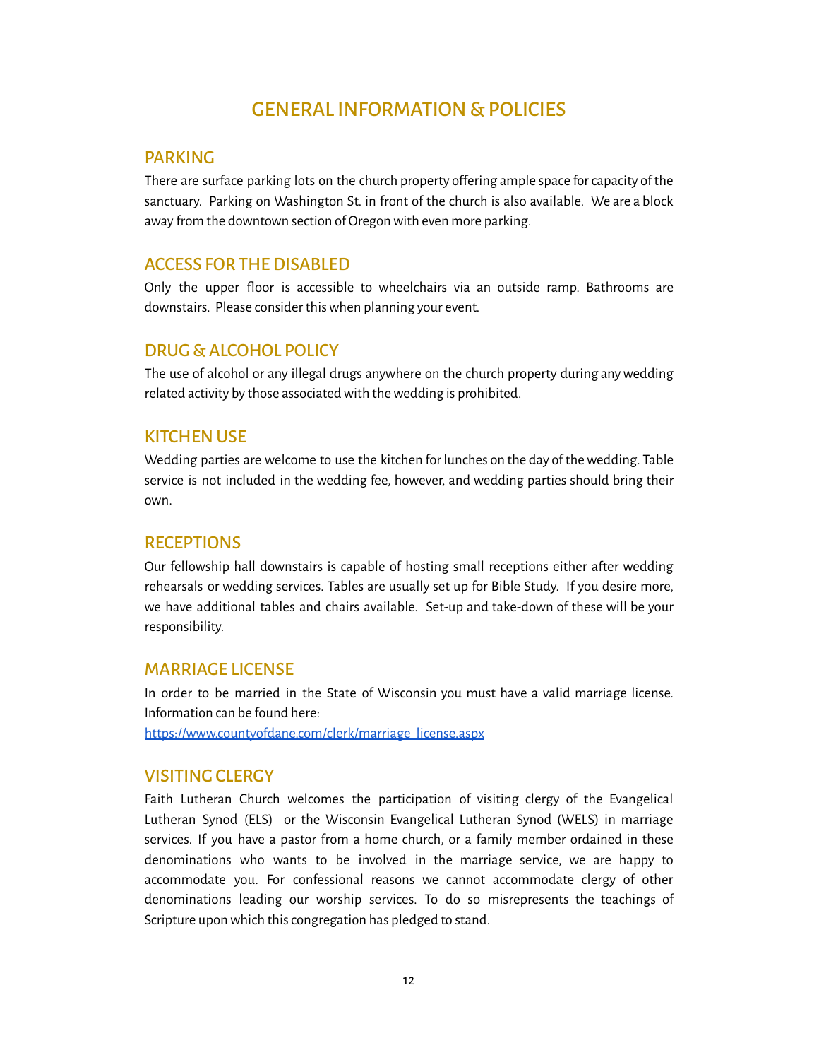# GENERAL INFORMATION & POLICIES

## PARKING

There are surface parking lots on the church property offering ample space for capacity of the sanctuary. Parking on Washington St. in front of the church is also available. We are a block away from the downtown section of Oregon with even more parking.

## ACCESS FOR THE DISABLED

Only the upper floor is accessible to wheelchairs via an outside ramp. Bathrooms are downstairs. Please consider this when planning your event.

## DRUG & ALCOHOL POLICY

The use of alcohol or any illegal drugs anywhere on the church property during any wedding related activity by those associated with the wedding is prohibited.

## KITCHEN USE

Wedding parties are welcome to use the kitchen for lunches on the day of the wedding. Table service is not included in the wedding fee, however, and wedding parties should bring their own.

## RECEPTIONS

Our fellowship hall downstairs is capable of hosting small receptions either after wedding rehearsals or wedding services. Tables are usually set up for Bible Study. If you desire more, we have additional tables and chairs available. Set-up and take-down of these will be your responsibility.

## MARRIAGE LICENSE

In order to be married in the State of Wisconsin you must have a valid marriage license. Information can be found here:
https://www.countyofdane.com/clerk/marriage_license.aspx

## VISITING CLERGY

Faith Lutheran Church welcomes the participation of visiting clergy of the Evangelical Lutheran Synod (ELS) or the Wisconsin Evangelical Lutheran Synod (WELS) in marriage services. If you have a pastor from a home church, or a family member ordained in these denominations who wants to be involved in the marriage service, we are happy to accommodate you. For confessional reasons we cannot accommodate clergy of other denominations leading our worship services. To do so misrepresents the teachings of Scripture upon which this congregation has pledged to stand.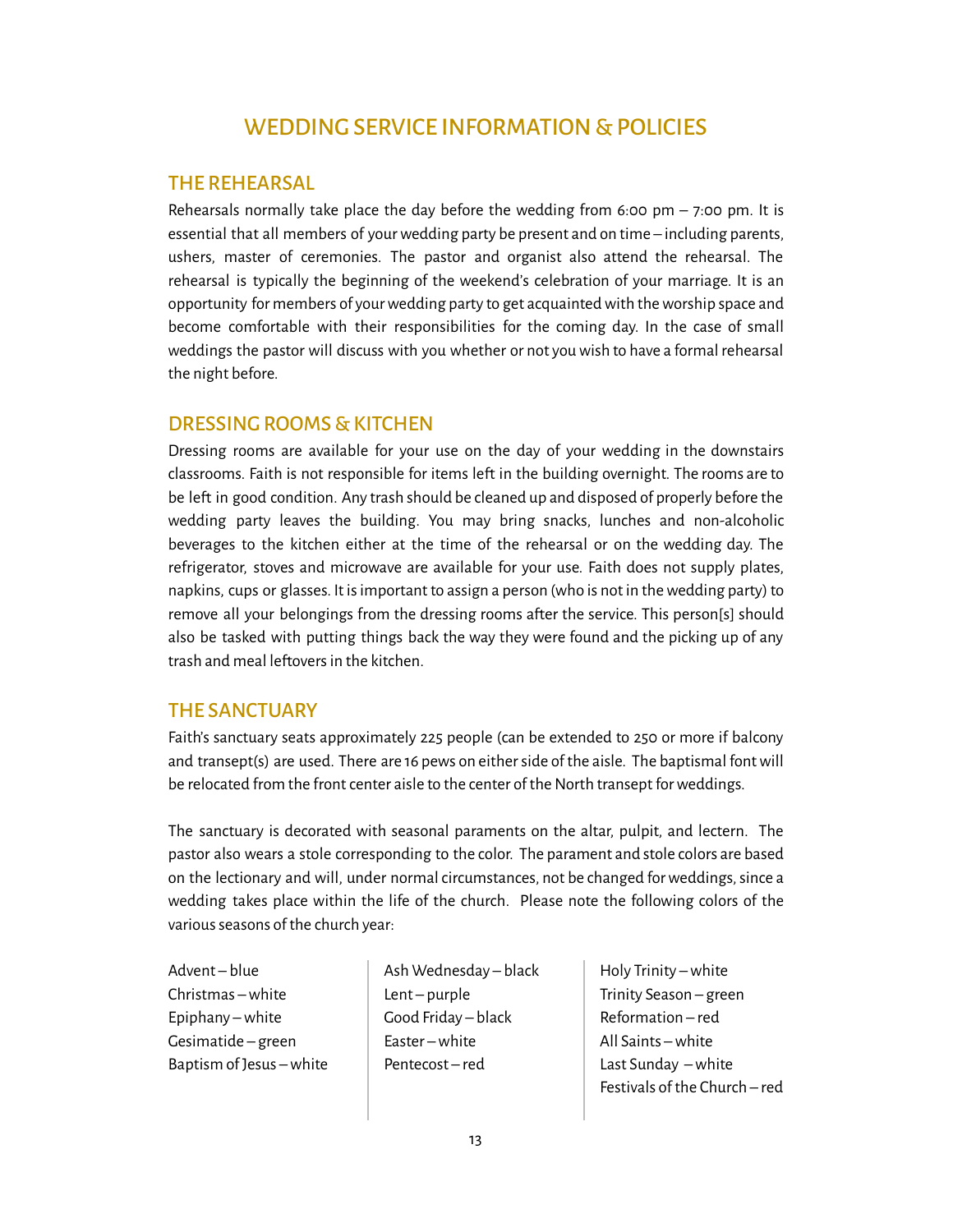# WEDDING SERVICE INFORMATION & POLICIES

## THE REHEARSAL

Rehearsals normally take place the day before the wedding from 6:00 pm – 7:00 pm. It is essential that all members of your wedding party be present and on time – including parents, ushers, master of ceremonies. The pastor and organist also attend the rehearsal. The rehearsal is typically the beginning of the weekend's celebration of your marriage. It is an opportunity for members of your wedding party to get acquainted with the worship space and become comfortable with their responsibilities for the coming day. In the case of small weddings the pastor will discuss with you whether or not you wish to have a formal rehearsal the night before.

## DRESSING ROOMS & KITCHEN

Dressing rooms are available for your use on the day of your wedding in the downstairs classrooms. Faith is not responsible for items left in the building overnight. The rooms are to be left in good condition. Any trash should be cleaned up and disposed of properly before the wedding party leaves the building. You may bring snacks, lunches and non-alcoholic beverages to the kitchen either at the time of the rehearsal or on the wedding day. The refrigerator, stoves and microwave are available for your use. Faith does not supply plates, napkins, cups or glasses. It is important to assign a person (who is not in the wedding party) to remove all your belongings from the dressing rooms after the service. This person[s] should also be tasked with putting things back the way they were found and the picking up of any trash and meal leftovers in the kitchen.

## THE SANCTUARY

Faith's sanctuary seats approximately 225 people (can be extended to 250 or more if balcony and transept(s) are used. There are 16 pews on either side of the aisle. The baptismal font will be relocated from the front center aisle to the center of the North transept for weddings.

The sanctuary is decorated with seasonal paraments on the altar, pulpit, and lectern. The pastor also wears a stole corresponding to the color. The parament and stole colors are based on the lectionary and will, under normal circumstances, not be changed for weddings, since a wedding takes place within the life of the church. Please note the following colors of the various seasons of the church year:

Advent – blue
Christmas – white
Epiphany – white
Gesimatide – green
Baptism of Jesus – white

Ash Wednesday – black
Lent – purple
Good Friday – black
Easter – white
Pentecost – red

Holy Trinity – white
Trinity Season – green
Reformation – red
All Saints – white
Last Sunday – white
Festivals of the Church – red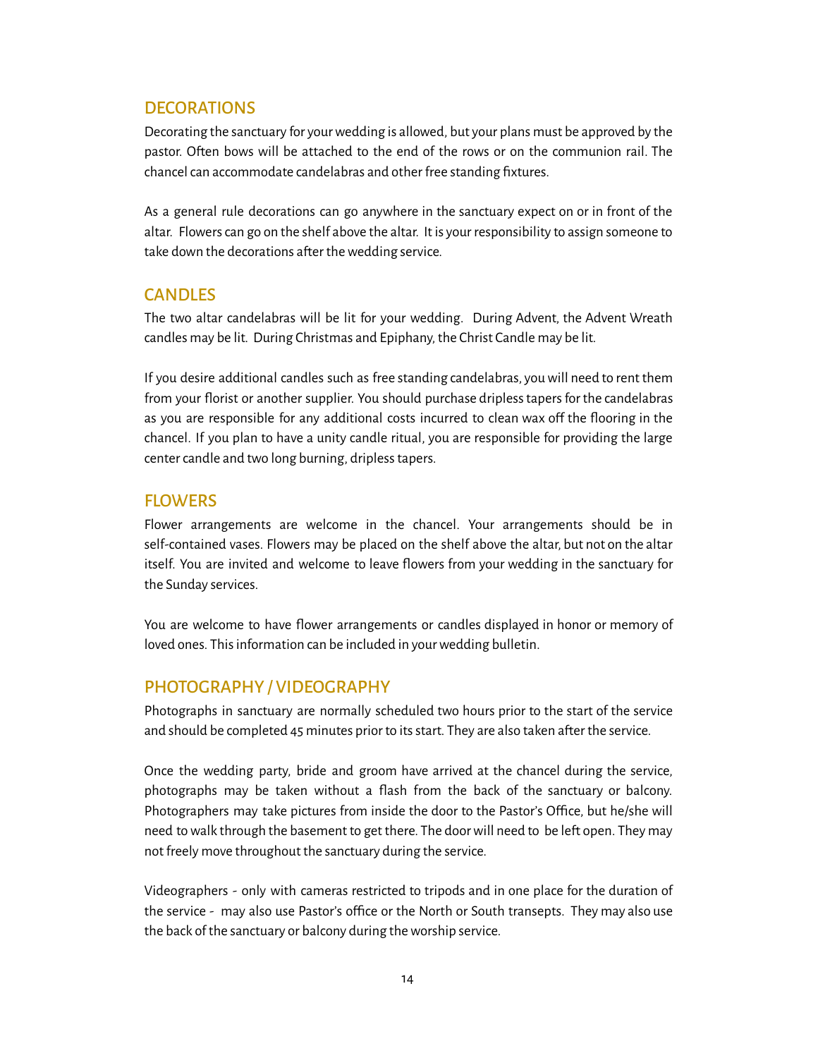## DECORATIONS

Decorating the sanctuary for your wedding is allowed, but your plans must be approved by the pastor. Often bows will be attached to the end of the rows or on the communion rail. The chancel can accommodate candelabras and other free standing fixtures.

As a general rule decorations can go anywhere in the sanctuary expect on or in front of the altar. Flowers can go on the shelf above the altar. It is your responsibility to assign someone to take down the decorations after the wedding service.

## CANDLES

The two altar candelabras will be lit for your wedding. During Advent, the Advent Wreath candles may be lit. During Christmas and Epiphany, the Christ Candle may be lit.

If you desire additional candles such as free standing candelabras, you will need to rent them from your florist or another supplier. You should purchase dripless tapers for the candelabras as you are responsible for any additional costs incurred to clean wax off the flooring in the chancel. If you plan to have a unity candle ritual, you are responsible for providing the large center candle and two long burning, dripless tapers.

## FLOWERS

Flower arrangements are welcome in the chancel. Your arrangements should be in self-contained vases. Flowers may be placed on the shelf above the altar, but not on the altar itself. You are invited and welcome to leave flowers from your wedding in the sanctuary for the Sunday services.

You are welcome to have flower arrangements or candles displayed in honor or memory of loved ones. This information can be included in your wedding bulletin.

## PHOTOGRAPHY / VIDEOGRAPHY

Photographs in sanctuary are normally scheduled two hours prior to the start of the service and should be completed 45 minutes prior to its start. They are also taken after the service.

Once the wedding party, bride and groom have arrived at the chancel during the service, photographs may be taken without a flash from the back of the sanctuary or balcony. Photographers may take pictures from inside the door to the Pastor's Office, but he/she will need to walk through the basement to get there. The door will need to be left open. They may not freely move throughout the sanctuary during the service.

Videographers - only with cameras restricted to tripods and in one place for the duration of the service - may also use Pastor's office or the North or South transepts. They may also use the back of the sanctuary or balcony during the worship service.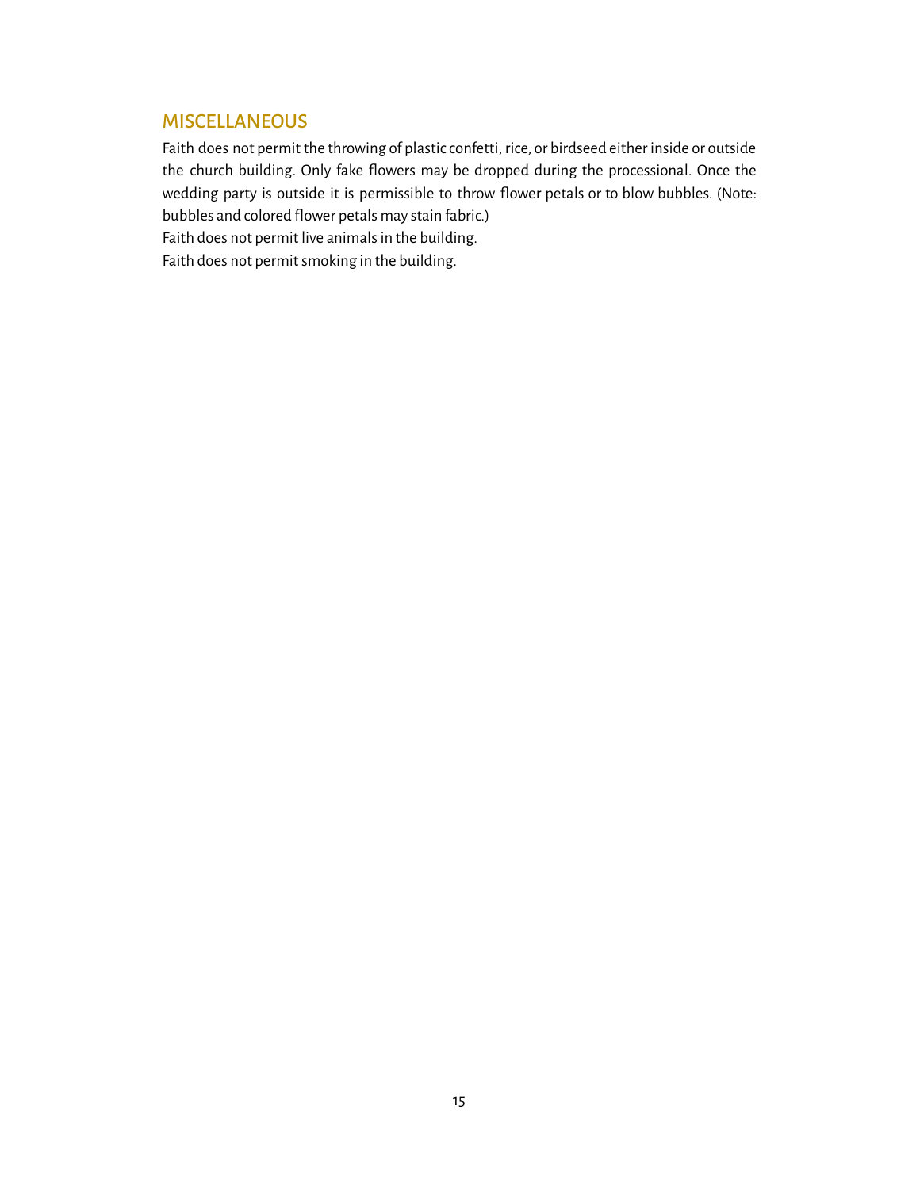## MISCELLANEOUS

Faith does not permit the throwing of plastic confetti, rice, or birdseed either inside or outside the church building. Only fake flowers may be dropped during the processional. Once the wedding party is outside it is permissible to throw flower petals or to blow bubbles. (Note: bubbles and colored flower petals may stain fabric.)

Faith does not permit live animals in the building.

Faith does not permit smoking in the building.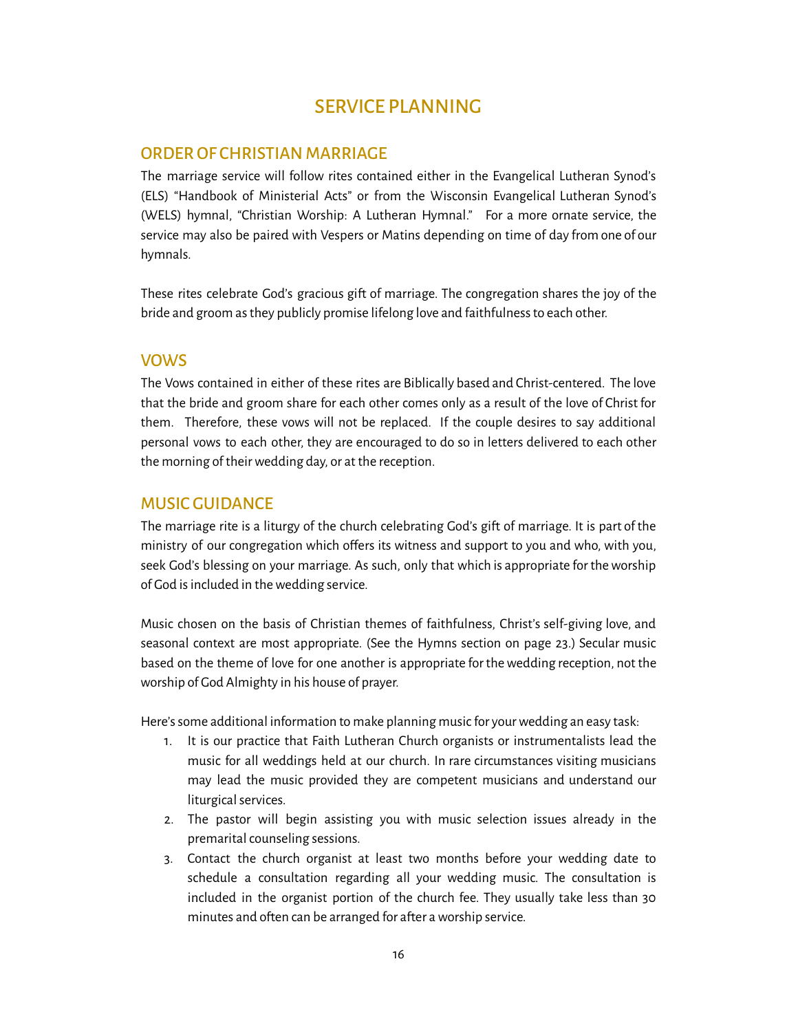# SERVICE PLANNING

## ORDER OF CHRISTIAN MARRIAGE

The marriage service will follow rites contained either in the Evangelical Lutheran Synod's (ELS) "Handbook of Ministerial Acts" or from the Wisconsin Evangelical Lutheran Synod's (WELS) hymnal, "Christian Worship: A Lutheran Hymnal." For a more ornate service, the service may also be paired with Vespers or Matins depending on time of day from one of our hymnals.

These rites celebrate God's gracious gift of marriage. The congregation shares the joy of the bride and groom as they publicly promise lifelong love and faithfulness to each other.

## VOWS

The Vows contained in either of these rites are Biblically based and Christ-centered. The love that the bride and groom share for each other comes only as a result of the love of Christ for them. Therefore, these vows will not be replaced. If the couple desires to say additional personal vows to each other, they are encouraged to do so in letters delivered to each other the morning of their wedding day, or at the reception.

## MUSIC GUIDANCE

The marriage rite is a liturgy of the church celebrating God's gift of marriage. It is part of the ministry of our congregation which offers its witness and support to you and who, with you, seek God's blessing on your marriage. As such, only that which is appropriate for the worship of God is included in the wedding service.

Music chosen on the basis of Christian themes of faithfulness, Christ's self-giving love, and seasonal context are most appropriate. (See the Hymns section on page 23.) Secular music based on the theme of love for one another is appropriate for the wedding reception, not the worship of God Almighty in his house of prayer.

Here's some additional information to make planning music for your wedding an easy task:

1. It is our practice that Faith Lutheran Church organists or instrumentalists lead the music for all weddings held at our church. In rare circumstances visiting musicians may lead the music provided they are competent musicians and understand our liturgical services.
2. The pastor will begin assisting you with music selection issues already in the premarital counseling sessions.
3. Contact the church organist at least two months before your wedding date to schedule a consultation regarding all your wedding music. The consultation is included in the organist portion of the church fee. They usually take less than 30 minutes and often can be arranged for after a worship service.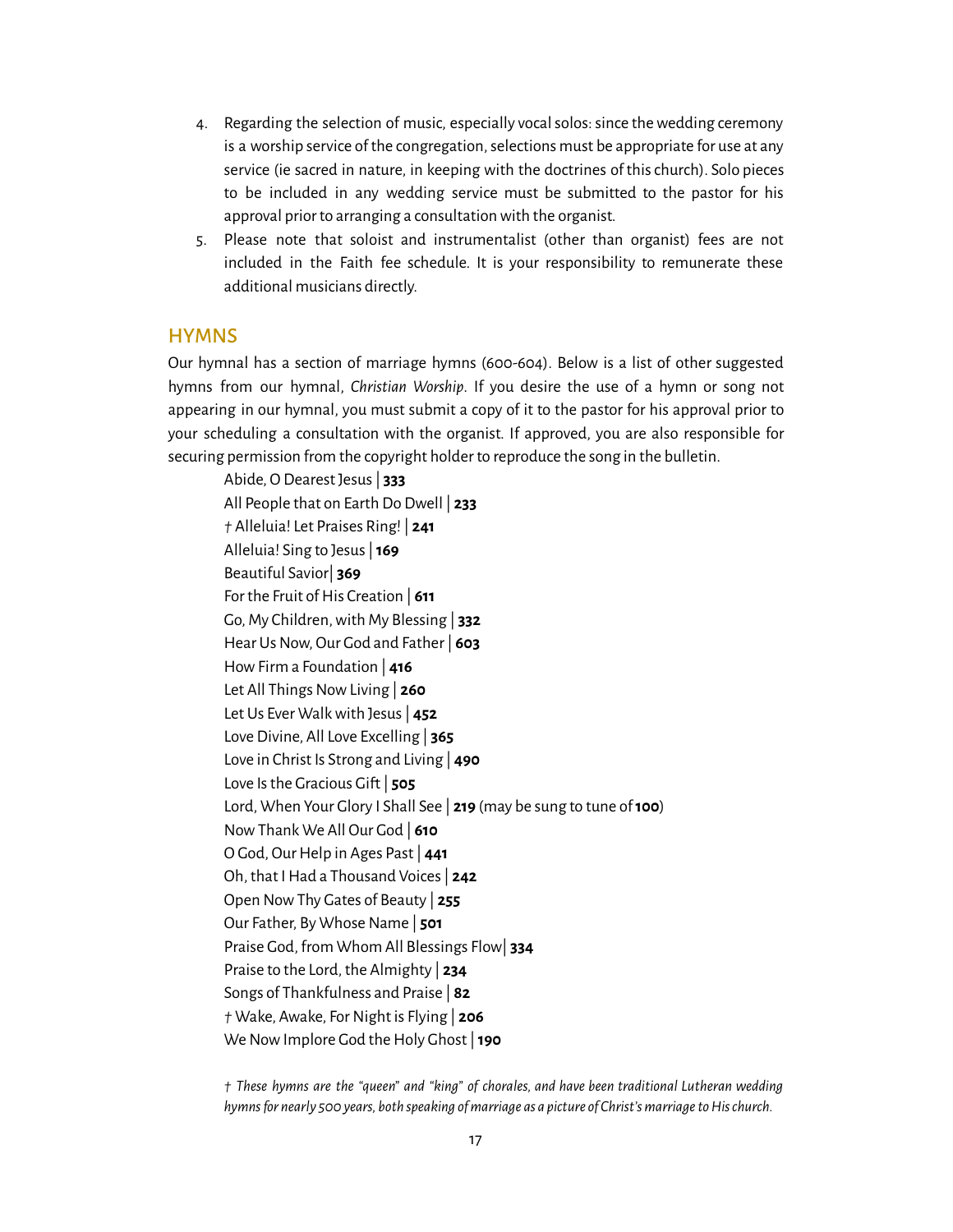4. Regarding the selection of music, especially vocal solos: since the wedding ceremony is a worship service of the congregation, selections must be appropriate for use at any service (ie sacred in nature, in keeping with the doctrines of this church). Solo pieces to be included in any wedding service must be submitted to the pastor for his approval prior to arranging a consultation with the organist.
5. Please note that soloist and instrumentalist (other than organist) fees are not included in the Faith fee schedule. It is your responsibility to remunerate these additional musicians directly.

## HYMNS

Our hymnal has a section of marriage hymns (600-604). Below is a list of other suggested hymns from our hymnal, *Christian Worship*. If you desire the use of a hymn or song not appearing in our hymnal, you must submit a copy of it to the pastor for his approval prior to your scheduling a consultation with the organist. If approved, you are also responsible for securing permission from the copyright holder to reproduce the song in the bulletin.

Abide, O Dearest Jesus | **333**  
All People that on Earth Do Dwell | **233**  
† Alleluia! Let Praises Ring! | **241**  
Alleluia! Sing to Jesus | **169**  
Beautiful Savior| **369**  
For the Fruit of His Creation | **611**  
Go, My Children, with My Blessing | **332**  
Hear Us Now, Our God and Father | **603**  
How Firm a Foundation | **416**  
Let All Things Now Living | **260**  
Let Us Ever Walk with Jesus | **452**  
Love Divine, All Love Excelling | **365**  
Love in Christ Is Strong and Living | **490**  
Love Is the Gracious Gift | **505**  
Lord, When Your Glory I Shall See | **219** (may be sung to tune of **100**)  
Now Thank We All Our God | **610**  
O God, Our Help in Ages Past | **441**  
Oh, that I Had a Thousand Voices | **242**  
Open Now Thy Gates of Beauty | **255**  
Our Father, By Whose Name | **501**  
Praise God, from Whom All Blessings Flow| **334**  
Praise to the Lord, the Almighty | **234**  
Songs of Thankfulness and Praise | **82**  
† Wake, Awake, For Night is Flying | **206**  
We Now Implore God the Holy Ghost | **190**

*† These hymns are the "queen" and "king" of chorales, and have been traditional Lutheran wedding hymns for nearly 500 years, both speaking of marriage as a picture of Christ's marriage to His church.*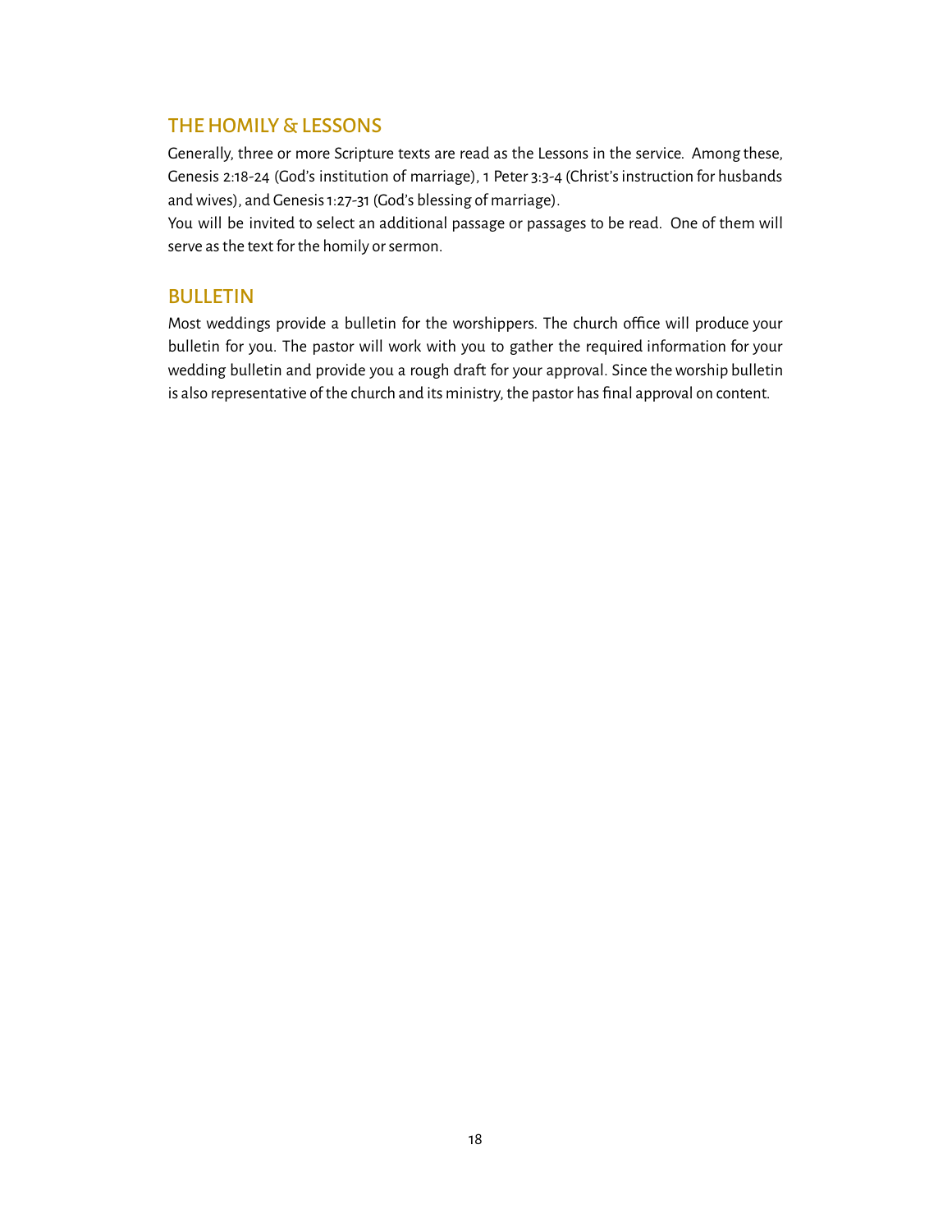## THE HOMILY & LESSONS

Generally, three or more Scripture texts are read as the Lessons in the service. Among these, Genesis 2:18-24 (God's institution of marriage), 1 Peter 3:3-4 (Christ's instruction for husbands and wives), and Genesis 1:27-31 (God's blessing of marriage).

You will be invited to select an additional passage or passages to be read. One of them will serve as the text for the homily or sermon.

## BULLETIN

Most weddings provide a bulletin for the worshippers. The church office will produce your bulletin for you. The pastor will work with you to gather the required information for your wedding bulletin and provide you a rough draft for your approval. Since the worship bulletin is also representative of the church and its ministry, the pastor has final approval on content.